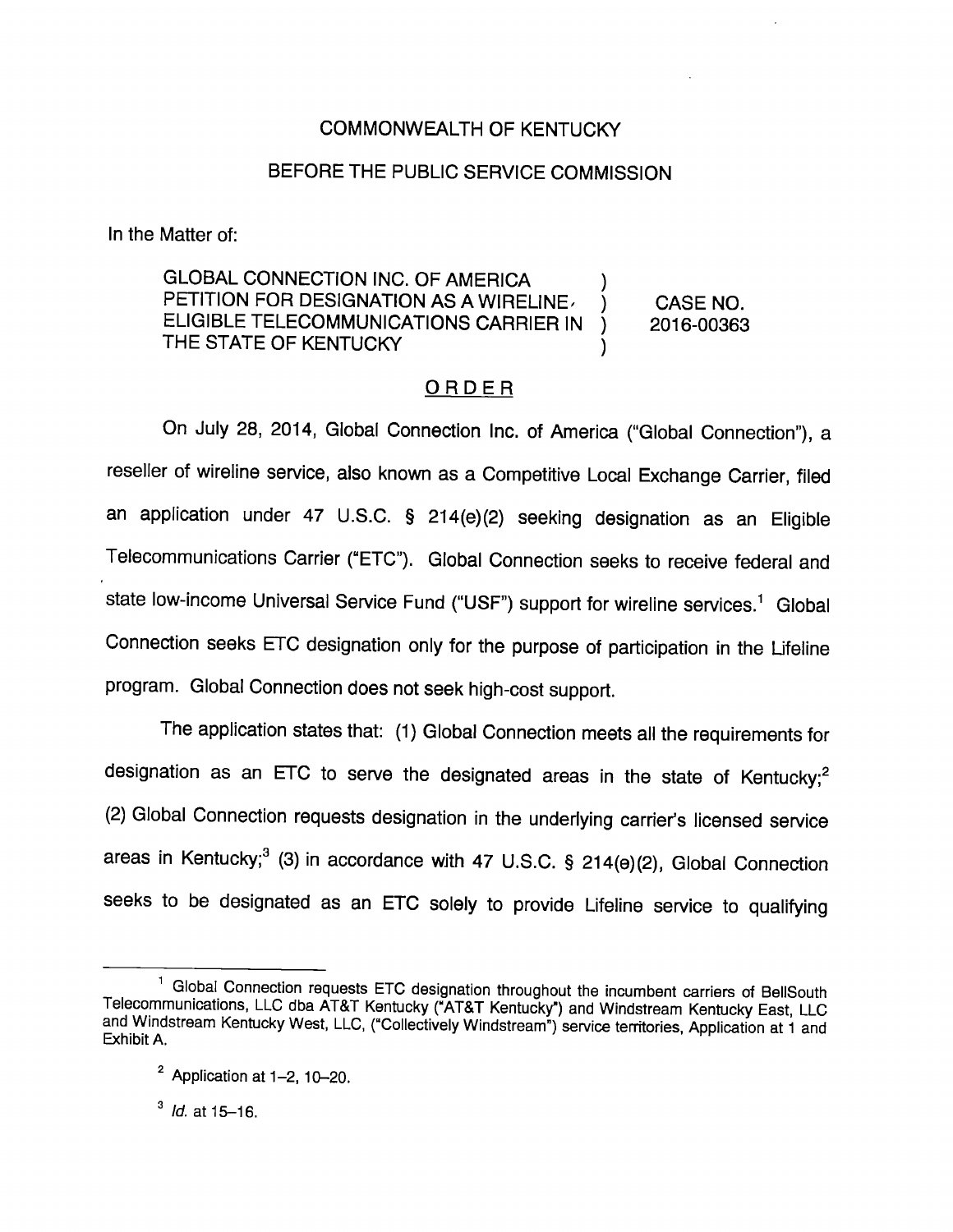COMMONWEALTH OF KENTUCKY

BEFORE THE PUBLIC SERVICE COMMISSION

In the Matter of:

GLOBAL CONNECTION INC. OF AMERICA PETITION FOR DESIGNATION AS A WIRELINE ELIGIBLE TELECOMMUNICATIONS CARRIER IN THE STATE OF KENTUCKY ) CASE NO. 2016-00363

ORDER

On July 28, 2014, Global Connection Inc. of America ("Global Connection"), a reseller of wireline service, also known as a Competitive Local Exchange Carrier, filed an application under 47 U.S.C. § 214(e)(2) seeking designation as an Eligible Telecommunications Carrier ("ETC"). Global Connection seeks to receive federal and state low-income Universal Service Fund ("USF") support for wireline services.[1] Global Connection seeks ETC designation only for the purpose of participation in the Lifeline program. Global Connection does not seek high-cost support.

The application states that: (1) Global Connection meets all the requirements for designation as an ETC to serve the designated areas in the state of Kentucky;[2] (2) Global Connection requests designation in the underlying carrier's licensed service areas in Kentucky;[3] (3) in accordance with 47 U.S.C. § 214(e)(2), Global Connection seeks to be designated as an ETC solely to provide Lifeline service to qualifying

---

[1] Global Connection requests ETC designation throughout the incumbent carriers of BellSouth Telecommunications, LLC dba AT&T Kentucky ("AT&T Kentucky") and Windstream Kentucky East, LLC and Windstream Kentucky West, LLC, ("Collectively Windstream") service territories, Application at 1 and Exhibit A.

[2] Application at 1–2, 10–20.

[3] *Id.* at 15–16.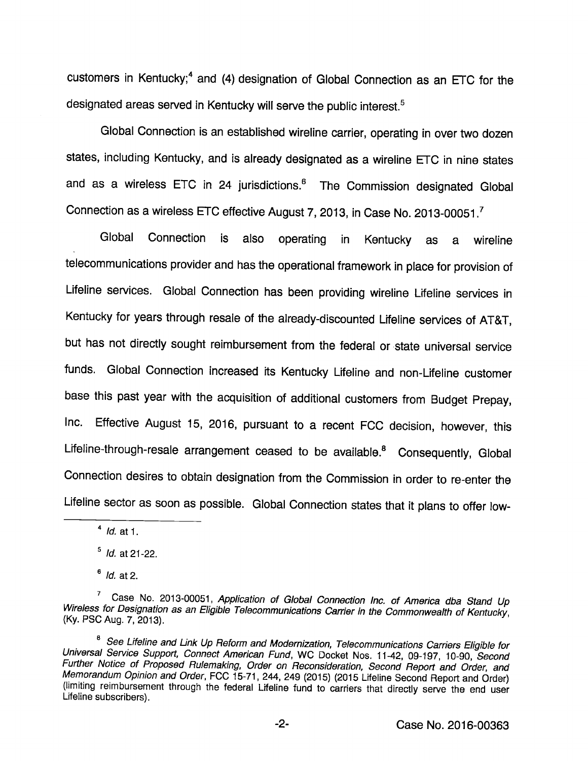customers in Kentucky;[4] and (4) designation of Global Connection as an ETC for the designated areas served in Kentucky will serve the public interest.[5]

Global Connection is an established wireline carrier, operating in over two dozen states, including Kentucky, and is already designated as a wireline ETC in nine states and as a wireless ETC in 24 jurisdictions.[6] The Commission designated Global Connection as a wireless ETC effective August 7, 2013, in Case No. 2013-00051.[7]

Global Connection is also operating in Kentucky as a wireline telecommunications provider and has the operational framework in place for provision of Lifeline services. Global Connection has been providing wireline Lifeline services in Kentucky for years through resale of the already-discounted Lifeline services of AT&T, but has not directly sought reimbursement from the federal or state universal service funds. Global Connection increased its Kentucky Lifeline and non-Lifeline customer base this past year with the acquisition of additional customers from Budget Prepay, Inc. Effective August 15, 2016, pursuant to a recent FCC decision, however, this Lifeline-through-resale arrangement ceased to be available.[8] Consequently, Global Connection desires to obtain designation from the Commission in order to re-enter the Lifeline sector as soon as possible. Global Connection states that it plans to offer low-

---

[4] *Id.* at 1.

[5] *Id.* at 21-22.

[6] *Id.* at 2.

[7] Case No. 2013-00051, *Application of Global Connection Inc. of America dba Stand Up Wireless for Designation as an Eligible Telecommunications Carrier in the Commonwealth of Kentucky*, (Ky. PSC Aug. 7, 2013).

[8] *See Lifeline and Link Up Reform and Modernization, Telecommunications Carriers Eligible for Universal Service Support, Connect American Fund*, WC Docket Nos. 11-42, 09-197, 10-90, *Second Further Notice of Proposed Rulemaking, Order on Reconsideration, Second Report and Order, and Memorandum Opinion and Order*, FCC 15-71, 244, 249 (2015) (2015 Lifeline Second Report and Order) (limiting reimbursement through the federal Lifeline fund to carriers that directly serve the end user Lifeline subscribers).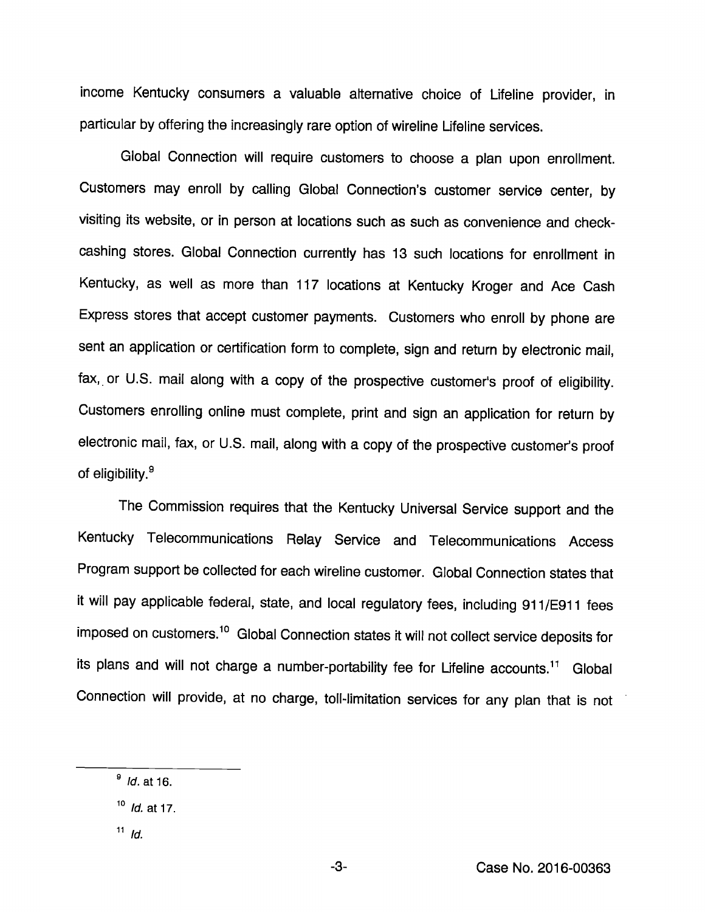income Kentucky consumers a valuable alternative choice of Lifeline provider, in particular by offering the increasingly rare option of wireline Lifeline services.

Global Connection will require customers to choose a plan upon enrollment. Customers may enroll by calling Global Connection's customer service center, by visiting its website, or in person at locations such as such as convenience and check-cashing stores. Global Connection currently has 13 such locations for enrollment in Kentucky, as well as more than 117 locations at Kentucky Kroger and Ace Cash Express stores that accept customer payments. Customers who enroll by phone are sent an application or certification form to complete, sign and return by electronic mail, fax, or U.S. mail along with a copy of the prospective customer's proof of eligibility. Customers enrolling online must complete, print and sign an application for return by electronic mail, fax, or U.S. mail, along with a copy of the prospective customer's proof of eligibility.[9]

The Commission requires that the Kentucky Universal Service support and the Kentucky Telecommunications Relay Service and Telecommunications Access Program support be collected for each wireline customer. Global Connection states that it will pay applicable federal, state, and local regulatory fees, including 911/E911 fees imposed on customers.[10] Global Connection states it will not collect service deposits for its plans and will not charge a number-portability fee for Lifeline accounts.[11] Global Connection will provide, at no charge, toll-limitation services for any plan that is not

---

[9] *Id.* at 16.

[10] *Id.* at 17.

[11] *Id.*

Case No. 2016-00363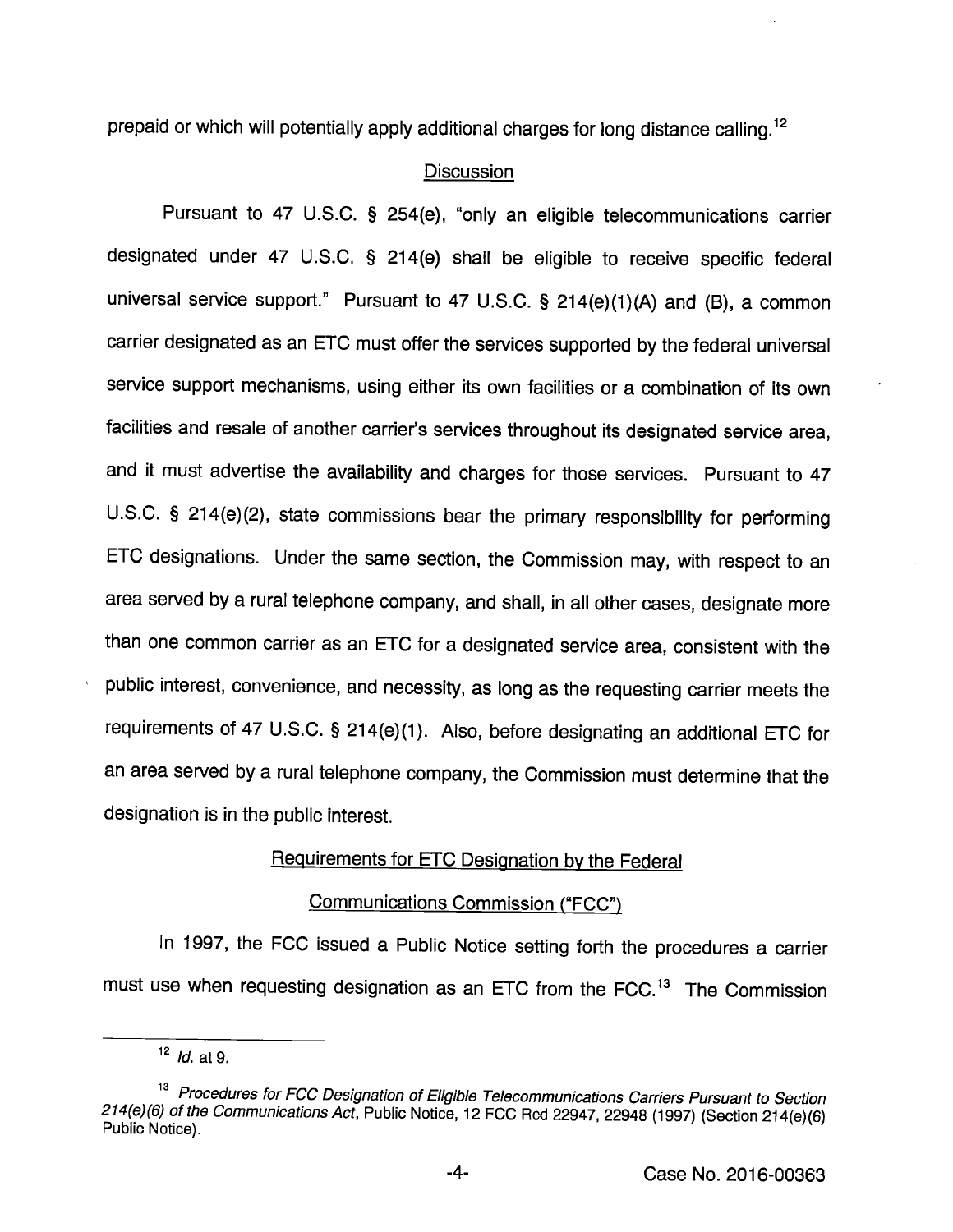prepaid or which will potentially apply additional charges for long distance calling.[12]

## Discussion

Pursuant to 47 U.S.C. § 254(e), "only an eligible telecommunications carrier designated under 47 U.S.C. § 214(e) shall be eligible to receive specific federal universal service support." Pursuant to 47 U.S.C. § 214(e)(1)(A) and (B), a common carrier designated as an ETC must offer the services supported by the federal universal service support mechanisms, using either its own facilities or a combination of its own facilities and resale of another carrier's services throughout its designated service area, and it must advertise the availability and charges for those services. Pursuant to 47 U.S.C. § 214(e)(2), state commissions bear the primary responsibility for performing ETC designations. Under the same section, the Commission may, with respect to an area served by a rural telephone company, and shall, in all other cases, designate more than one common carrier as an ETC for a designated service area, consistent with the public interest, convenience, and necessity, as long as the requesting carrier meets the requirements of 47 U.S.C. § 214(e)(1). Also, before designating an additional ETC for an area served by a rural telephone company, the Commission must determine that the designation is in the public interest.

## Requirements for ETC Designation by the Federal Communications Commission ("FCC")

In 1997, the FCC issued a Public Notice setting forth the procedures a carrier must use when requesting designation as an ETC from the FCC.[13] The Commission

---

[12] *Id.* at 9.

[13] *Procedures for FCC Designation of Eligible Telecommunications Carriers Pursuant to Section 214(e)(6) of the Communications Act*, Public Notice, 12 FCC Rcd 22947, 22948 (1997) (Section 214(e)(6) Public Notice).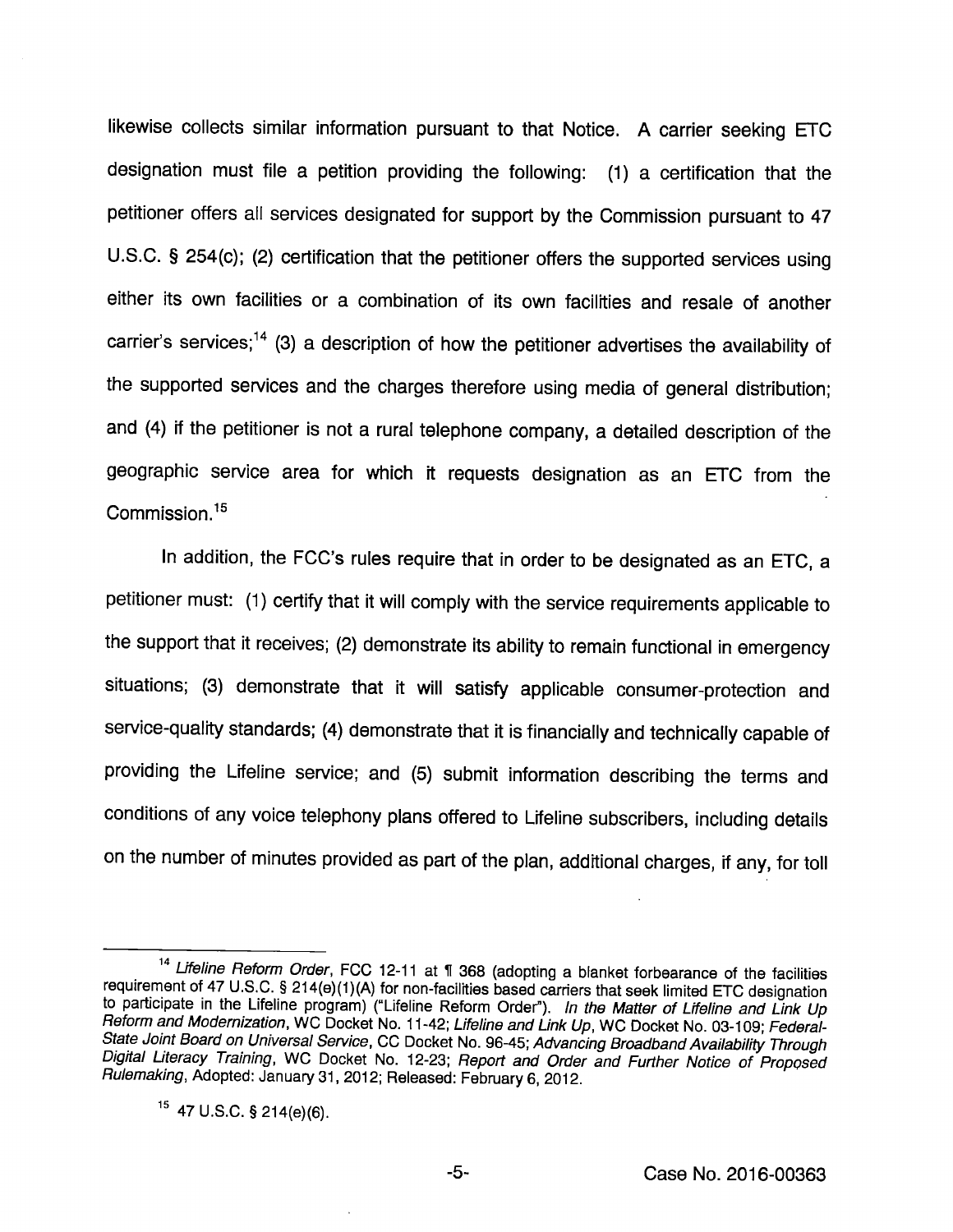likewise collects similar information pursuant to that Notice. A carrier seeking ETC designation must file a petition providing the following: (1) a certification that the petitioner offers all services designated for support by the Commission pursuant to 47 U.S.C. § 254(c); (2) certification that the petitioner offers the supported services using either its own facilities or a combination of its own facilities and resale of another carrier's services;[14] (3) a description of how the petitioner advertises the availability of the supported services and the charges therefore using media of general distribution; and (4) if the petitioner is not a rural telephone company, a detailed description of the geographic service area for which it requests designation as an ETC from the Commission.[15]

In addition, the FCC's rules require that in order to be designated as an ETC, a petitioner must: (1) certify that it will comply with the service requirements applicable to the support that it receives; (2) demonstrate its ability to remain functional in emergency situations; (3) demonstrate that it will satisfy applicable consumer-protection and service-quality standards; (4) demonstrate that it is financially and technically capable of providing the Lifeline service; and (5) submit information describing the terms and conditions of any voice telephony plans offered to Lifeline subscribers, including details on the number of minutes provided as part of the plan, additional charges, if any, for toll

---

[14] *Lifeline Reform Order*, FCC 12-11 at ¶ 368 (adopting a blanket forbearance of the facilities requirement of 47 U.S.C. § 214(e)(1)(A) for non-facilities based carriers that seek limited ETC designation to participate in the Lifeline program) ("Lifeline Reform Order"). *In the Matter of Lifeline and Link Up Reform and Modernization*, WC Docket No. 11-42; *Lifeline and Link Up*, WC Docket No. 03-109; *Federal-State Joint Board on Universal Service*, CC Docket No. 96-45; *Advancing Broadband Availability Through Digital Literacy Training*, WC Docket No. 12-23; *Report and Order and Further Notice of Proposed Rulemaking*, Adopted: January 31, 2012; Released: February 6, 2012.

[15] 47 U.S.C. § 214(e)(6).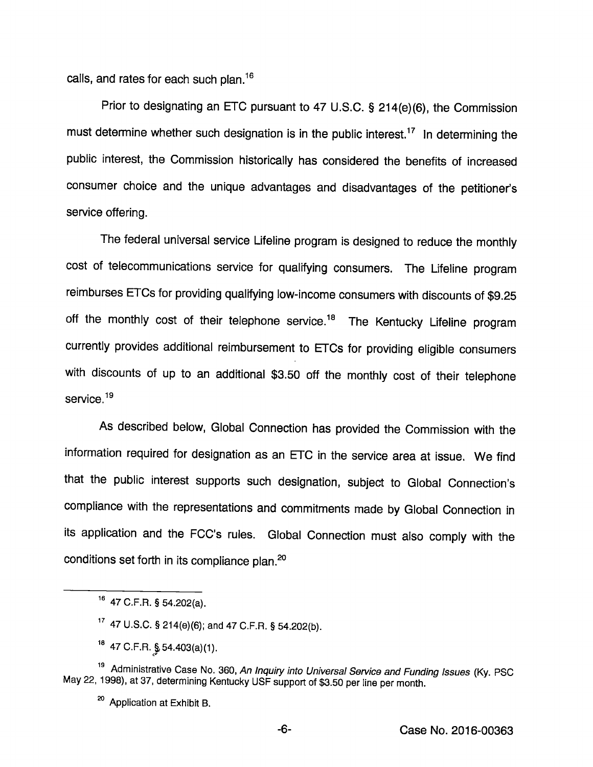calls, and rates for each such plan.[16]

Prior to designating an ETC pursuant to 47 U.S.C. § 214(e)(6), the Commission must determine whether such designation is in the public interest.[17] In determining the public interest, the Commission historically has considered the benefits of increased consumer choice and the unique advantages and disadvantages of the petitioner's service offering.

The federal universal service Lifeline program is designed to reduce the monthly cost of telecommunications service for qualifying consumers. The Lifeline program reimburses ETCs for providing qualifying low-income consumers with discounts of $9.25 off the monthly cost of their telephone service.[18] The Kentucky Lifeline program currently provides additional reimbursement to ETCs for providing eligible consumers with discounts of up to an additional $3.50 off the monthly cost of their telephone service.[19]

As described below, Global Connection has provided the Commission with the information required for designation as an ETC in the service area at issue. We find that the public interest supports such designation, subject to Global Connection's compliance with the representations and commitments made by Global Connection in its application and the FCC's rules. Global Connection must also comply with the conditions set forth in its compliance plan.[20]

---

[16] 47 C.F.R. § 54.202(a).

[17] 47 U.S.C. § 214(e)(6); and 47 C.F.R. § 54.202(b).

[18] 47 C.F.R. § 54.403(a)(1).

[19] Administrative Case No. 360, *An Inquiry into Universal Service and Funding Issues* (Ky. PSC May 22, 1998), at 37, determining Kentucky USF support of $3.50 per line per month.

[20] Application at Exhibit B.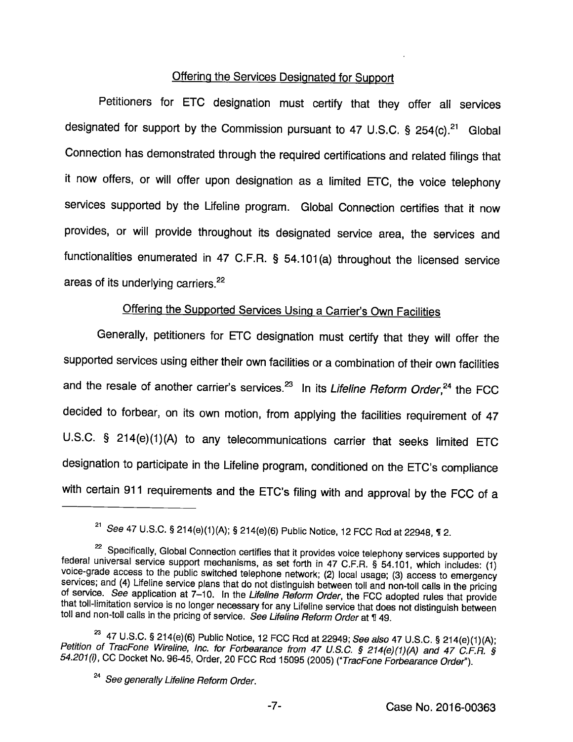## Offering the Services Designated for Support

Petitioners for ETC designation must certify that they offer all services designated for support by the Commission pursuant to 47 U.S.C. § 254(c).[21] Global Connection has demonstrated through the required certifications and related filings that it now offers, or will offer upon designation as a limited ETC, the voice telephony services supported by the Lifeline program. Global Connection certifies that it now provides, or will provide throughout its designated service area, the services and functionalities enumerated in 47 C.F.R. § 54.101(a) throughout the licensed service areas of its underlying carriers.[22]

## Offering the Supported Services Using a Carrier's Own Facilities

Generally, petitioners for ETC designation must certify that they will offer the supported services using either their own facilities or a combination of their own facilities and the resale of another carrier's services.[23] In its *Lifeline Reform Order*,[24] the FCC decided to forbear, on its own motion, from applying the facilities requirement of 47 U.S.C. § 214(e)(1)(A) to any telecommunications carrier that seeks limited ETC designation to participate in the Lifeline program, conditioned on the ETC's compliance with certain 911 requirements and the ETC's filing with and approval by the FCC of a

---

[21] *See* 47 U.S.C. § 214(e)(1)(A); § 214(e)(6) Public Notice, 12 FCC Rcd at 22948, ¶ 2.

[22] Specifically, Global Connection certifies that it provides voice telephony services supported by federal universal service support mechanisms, as set forth in 47 C.F.R. § 54.101, which includes: (1) voice-grade access to the public switched telephone network; (2) local usage; (3) access to emergency services; and (4) Lifeline service plans that do not distinguish between toll and non-toll calls in the pricing of service. *See* application at 7–10. In the *Lifeline Reform Order*, the FCC adopted rules that provide that toll-limitation service is no longer necessary for any Lifeline service that does not distinguish between toll and non-toll calls in the pricing of service. *See Lifeline Reform Order* at ¶ 49.

[23] 47 U.S.C. § 214(e)(6) Public Notice, 12 FCC Rcd at 22949; *See also* 47 U.S.C. § 214(e)(1)(A); *Petition of TracFone Wireline, Inc. for Forbearance from 47 U.S.C. § 214(e)(1)(A) and 47 C.F.R. § 54.201(i)*, CC Docket No. 96-45, Order, 20 FCC Rcd 15095 (2005) ("*TracFone Forbearance Order*").

[24] *See generally Lifeline Reform Order*.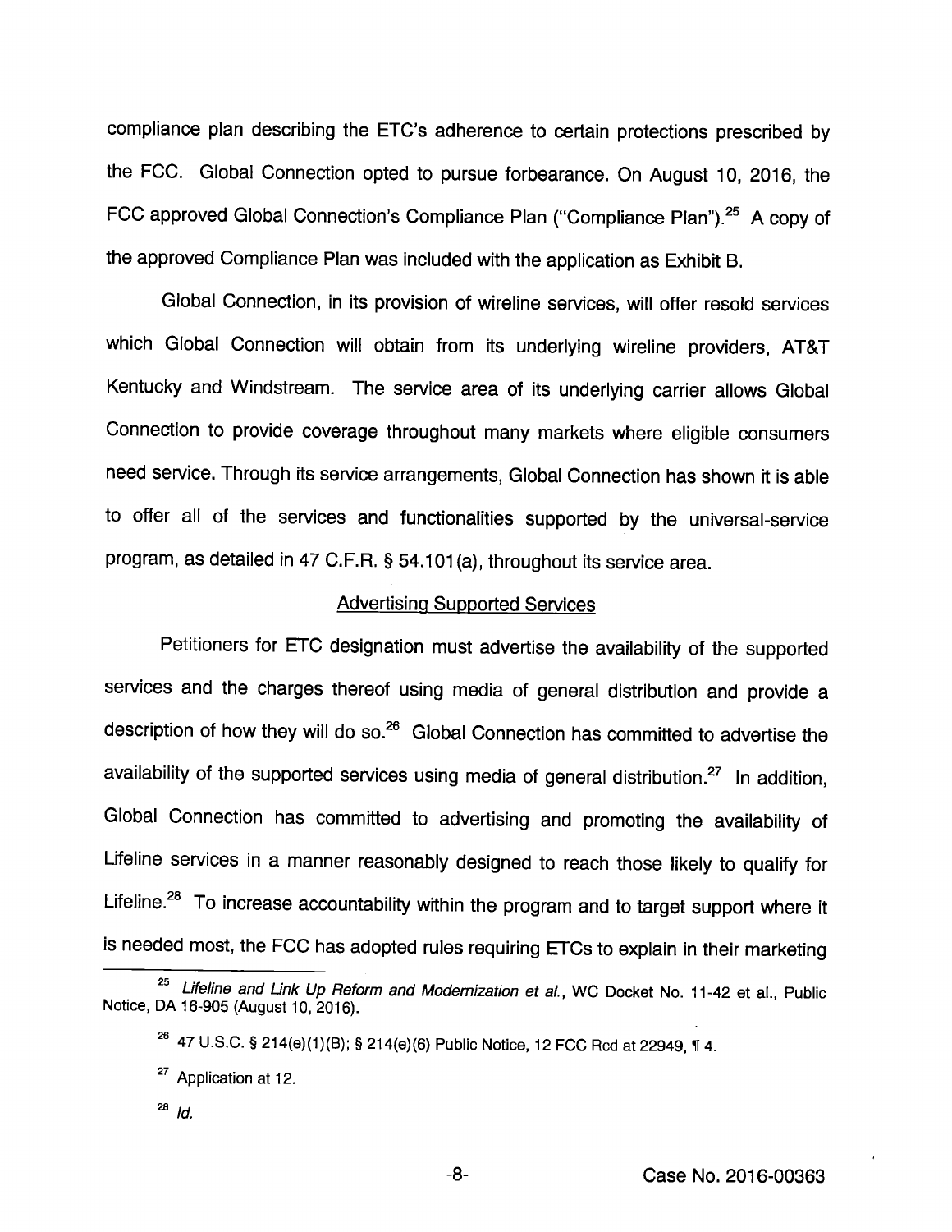compliance plan describing the ETC's adherence to certain protections prescribed by the FCC. Global Connection opted to pursue forbearance. On August 10, 2016, the FCC approved Global Connection's Compliance Plan ("Compliance Plan").[25] A copy of the approved Compliance Plan was included with the application as Exhibit B.

Global Connection, in its provision of wireline services, will offer resold services which Global Connection will obtain from its underlying wireline providers, AT&T Kentucky and Windstream. The service area of its underlying carrier allows Global Connection to provide coverage throughout many markets where eligible consumers need service. Through its service arrangements, Global Connection has shown it is able to offer all of the services and functionalities supported by the universal-service program, as detailed in 47 C.F.R. § 54.101(a), throughout its service area.

## Advertising Supported Services

Petitioners for ETC designation must advertise the availability of the supported services and the charges thereof using media of general distribution and provide a description of how they will do so.[26] Global Connection has committed to advertise the availability of the supported services using media of general distribution.[27] In addition, Global Connection has committed to advertising and promoting the availability of Lifeline services in a manner reasonably designed to reach those likely to qualify for Lifeline.[28] To increase accountability within the program and to target support where it is needed most, the FCC has adopted rules requiring ETCs to explain in their marketing

---

[25] *Lifeline and Link Up Reform and Modernization et al.*, WC Docket No. 11-42 et al., Public Notice, DA 16-905 (August 10, 2016).

[26] 47 U.S.C. § 214(e)(1)(B); § 214(e)(6) Public Notice, 12 FCC Rcd at 22949, ¶ 4.

[27] Application at 12.

[28] *Id.*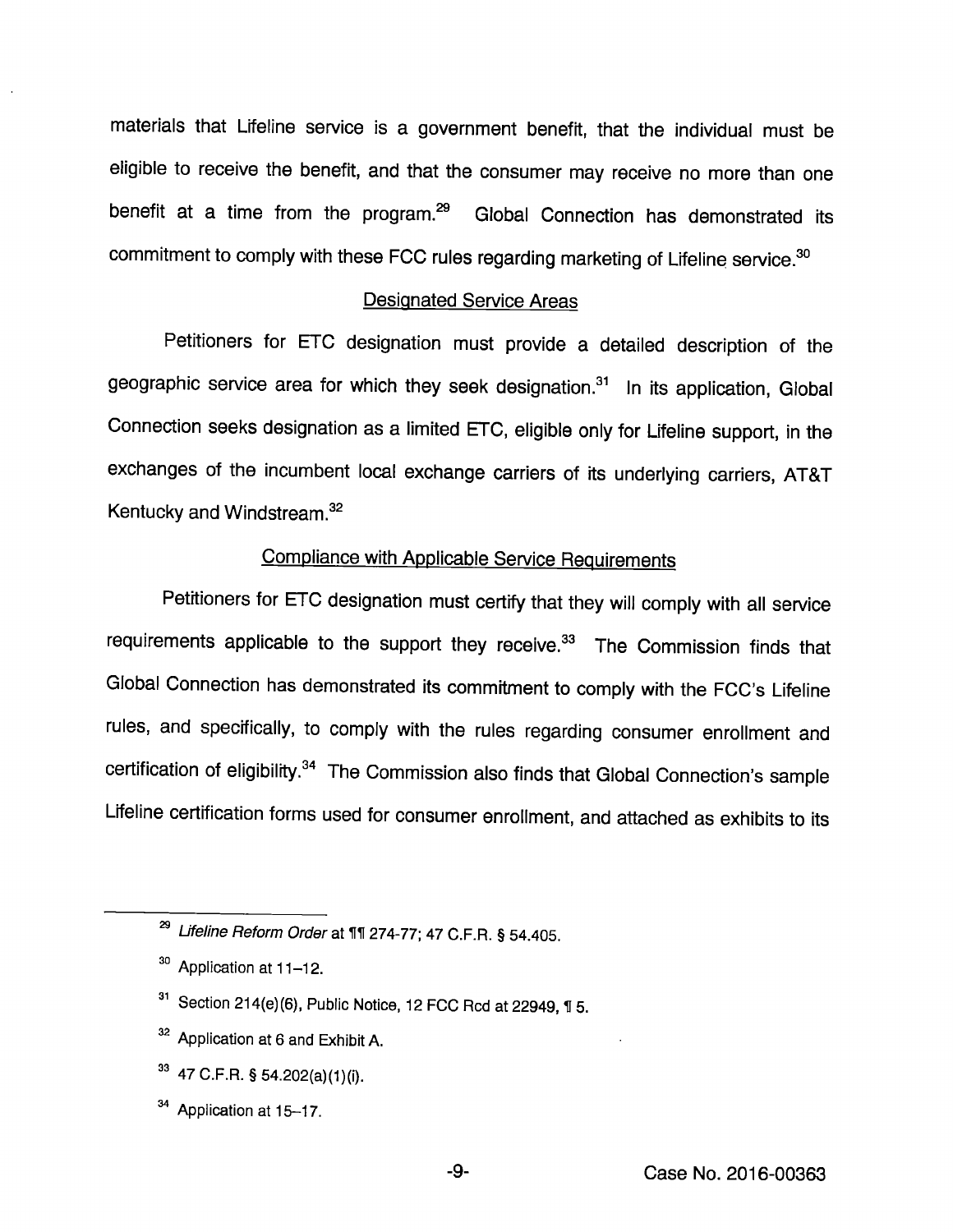materials that Lifeline service is a government benefit, that the individual must be eligible to receive the benefit, and that the consumer may receive no more than one benefit at a time from the program.[29] Global Connection has demonstrated its commitment to comply with these FCC rules regarding marketing of Lifeline service.[30]

<u>Designated Service Areas</u>

Petitioners for ETC designation must provide a detailed description of the geographic service area for which they seek designation.[31] In its application, Global Connection seeks designation as a limited ETC, eligible only for Lifeline support, in the exchanges of the incumbent local exchange carriers of its underlying carriers, AT&T Kentucky and Windstream.[32]

<u>Compliance with Applicable Service Requirements</u>

Petitioners for ETC designation must certify that they will comply with all service requirements applicable to the support they receive.[33] The Commission finds that Global Connection has demonstrated its commitment to comply with the FCC's Lifeline rules, and specifically, to comply with the rules regarding consumer enrollment and certification of eligibility.[34] The Commission also finds that Global Connection's sample Lifeline certification forms used for consumer enrollment, and attached as exhibits to its

---

[29] *Lifeline Reform Order* at ¶¶ 274-77; 47 C.F.R. § 54.405.

[30] Application at 11–12.

[31] Section 214(e)(6), Public Notice, 12 FCC Rcd at 22949, ¶ 5.

[32] Application at 6 and Exhibit A.

[33] 47 C.F.R. § 54.202(a)(1)(i).

[34] Application at 15–17.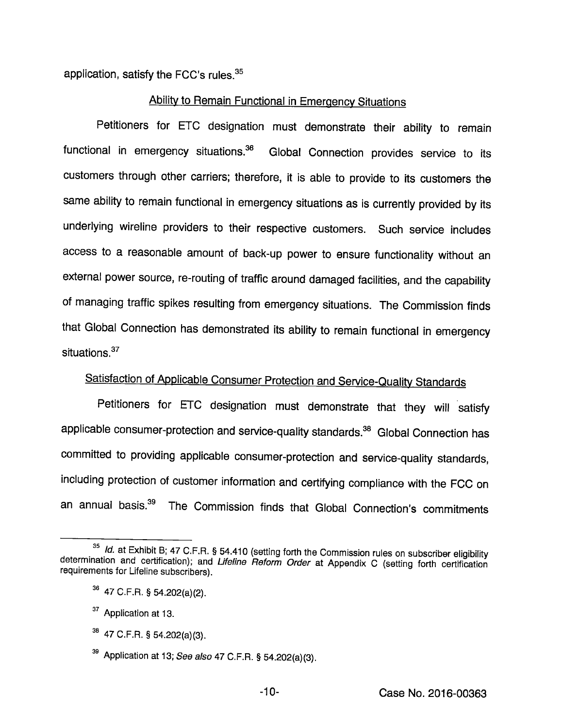application, satisfy the FCC's rules.[35]

Ability to Remain Functional in Emergency Situations

Petitioners for ETC designation must demonstrate their ability to remain functional in emergency situations.[36] Global Connection provides service to its customers through other carriers; therefore, it is able to provide to its customers the same ability to remain functional in emergency situations as is currently provided by its underlying wireline providers to their respective customers. Such service includes access to a reasonable amount of back-up power to ensure functionality without an external power source, re-routing of traffic around damaged facilities, and the capability of managing traffic spikes resulting from emergency situations. The Commission finds that Global Connection has demonstrated its ability to remain functional in emergency situations.[37]

Satisfaction of Applicable Consumer Protection and Service-Quality Standards

Petitioners for ETC designation must demonstrate that they will satisfy applicable consumer-protection and service-quality standards.[38] Global Connection has committed to providing applicable consumer-protection and service-quality standards, including protection of customer information and certifying compliance with the FCC on an annual basis.[39] The Commission finds that Global Connection's commitments

---

[35] *Id.* at Exhibit B; 47 C.F.R. § 54.410 (setting forth the Commission rules on subscriber eligibility determination and certification); and *Lifeline Reform Order* at Appendix C (setting forth certification requirements for Lifeline subscribers).

[36] 47 C.F.R. § 54.202(a)(2).

[37] Application at 13.

[38] 47 C.F.R. § 54.202(a)(3).

[39] Application at 13; *See also* 47 C.F.R. § 54.202(a)(3).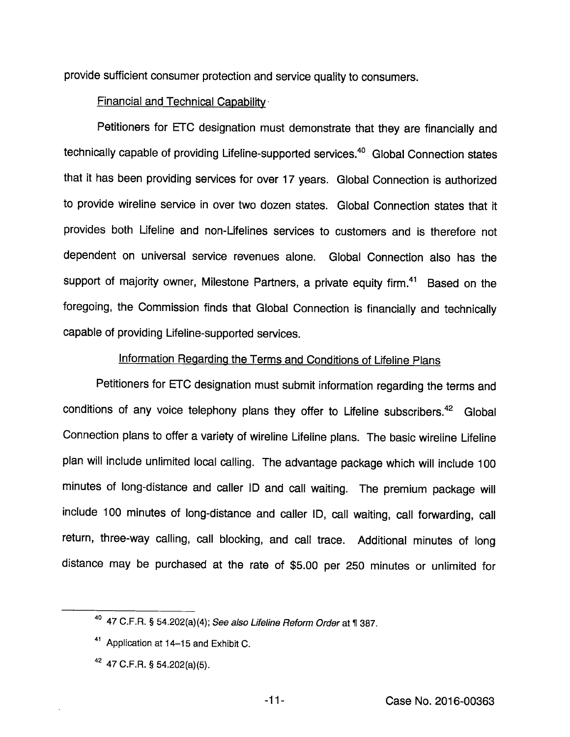provide sufficient consumer protection and service quality to consumers.

Financial and Technical Capability

Petitioners for ETC designation must demonstrate that they are financially and technically capable of providing Lifeline-supported services.[40] Global Connection states that it has been providing services for over 17 years. Global Connection is authorized to provide wireline service in over two dozen states. Global Connection states that it provides both Lifeline and non-Lifelines services to customers and is therefore not dependent on universal service revenues alone. Global Connection also has the support of majority owner, Milestone Partners, a private equity firm.[41] Based on the foregoing, the Commission finds that Global Connection is financially and technically capable of providing Lifeline-supported services.

Information Regarding the Terms and Conditions of Lifeline Plans

Petitioners for ETC designation must submit information regarding the terms and conditions of any voice telephony plans they offer to Lifeline subscribers.[42] Global Connection plans to offer a variety of wireline Lifeline plans. The basic wireline Lifeline plan will include unlimited local calling. The advantage package which will include 100 minutes of long-distance and caller ID and call waiting. The premium package will include 100 minutes of long-distance and caller ID, call waiting, call forwarding, call return, three-way calling, call blocking, and call trace. Additional minutes of long distance may be purchased at the rate of $5.00 per 250 minutes or unlimited for

---

[40] 47 C.F.R. § 54.202(a)(4); *See also Lifeline Reform Order* at ¶ 387.

[41] Application at 14–15 and Exhibit C.

[42] 47 C.F.R. § 54.202(a)(5).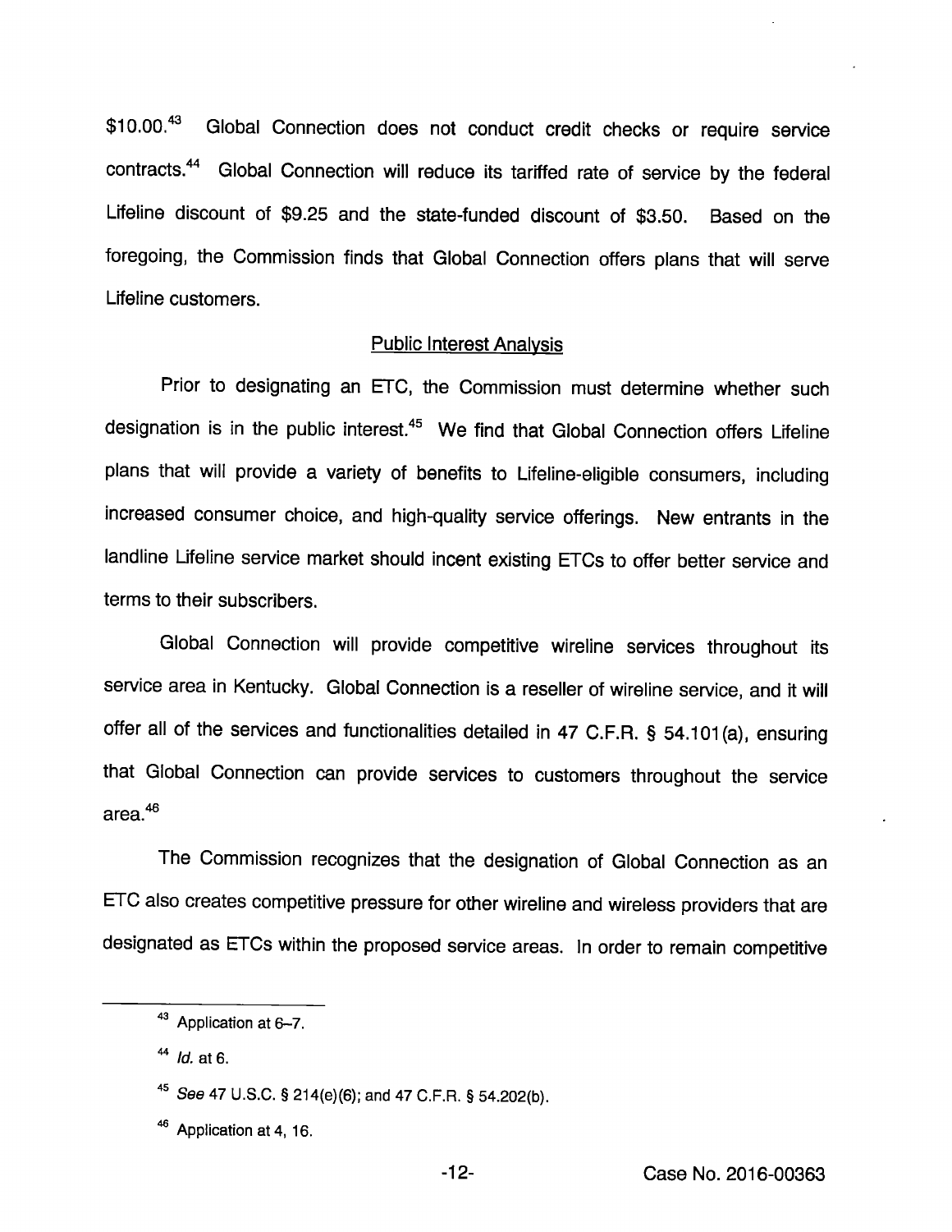$10.00.[43] Global Connection does not conduct credit checks or require service contracts.[44] Global Connection will reduce its tariffed rate of service by the federal Lifeline discount of $9.25 and the state-funded discount of $3.50. Based on the foregoing, the Commission finds that Global Connection offers plans that will serve Lifeline customers.

## Public Interest Analysis

Prior to designating an ETC, the Commission must determine whether such designation is in the public interest.[45] We find that Global Connection offers Lifeline plans that will provide a variety of benefits to Lifeline-eligible consumers, including increased consumer choice, and high-quality service offerings. New entrants in the landline Lifeline service market should incent existing ETCs to offer better service and terms to their subscribers.

Global Connection will provide competitive wireline services throughout its service area in Kentucky. Global Connection is a reseller of wireline service, and it will offer all of the services and functionalities detailed in 47 C.F.R. § 54.101(a), ensuring that Global Connection can provide services to customers throughout the service area.[46]

The Commission recognizes that the designation of Global Connection as an ETC also creates competitive pressure for other wireline and wireless providers that are designated as ETCs within the proposed service areas. In order to remain competitive

---

[43] Application at 6–7.

[44] *Id.* at 6.

[45] *See* 47 U.S.C. § 214(e)(6); and 47 C.F.R. § 54.202(b).

[46] Application at 4, 16.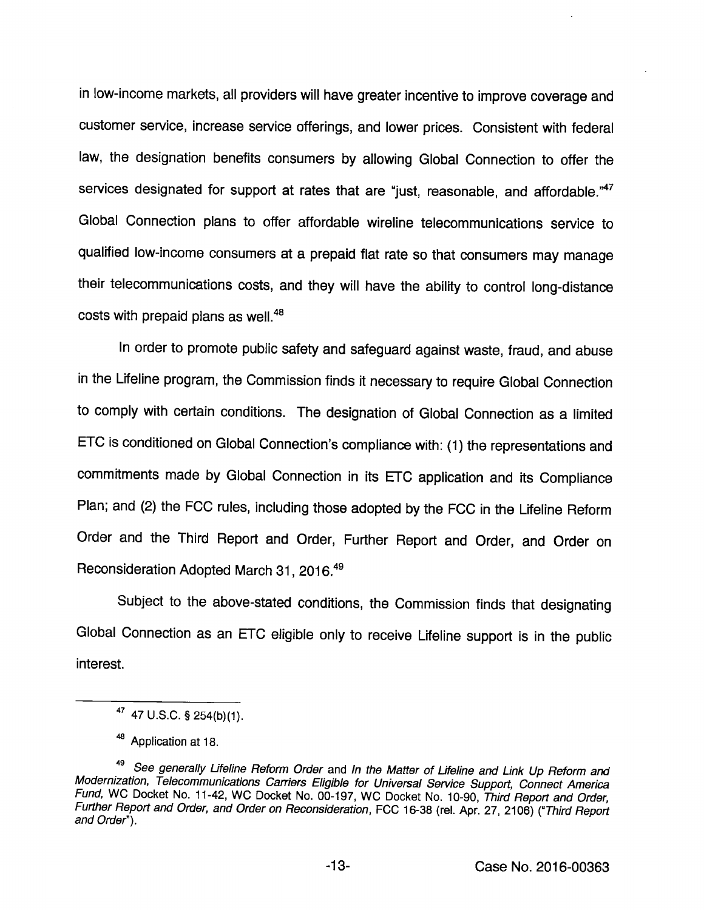in low-income markets, all providers will have greater incentive to improve coverage and customer service, increase service offerings, and lower prices. Consistent with federal law, the designation benefits consumers by allowing Global Connection to offer the services designated for support at rates that are "just, reasonable, and affordable."[47] Global Connection plans to offer affordable wireline telecommunications service to qualified low-income consumers at a prepaid flat rate so that consumers may manage their telecommunications costs, and they will have the ability to control long-distance costs with prepaid plans as well.[48]

In order to promote public safety and safeguard against waste, fraud, and abuse in the Lifeline program, the Commission finds it necessary to require Global Connection to comply with certain conditions. The designation of Global Connection as a limited ETC is conditioned on Global Connection's compliance with: (1) the representations and commitments made by Global Connection in its ETC application and its Compliance Plan; and (2) the FCC rules, including those adopted by the FCC in the Lifeline Reform Order and the Third Report and Order, Further Report and Order, and Order on Reconsideration Adopted March 31, 2016.[49]

Subject to the above-stated conditions, the Commission finds that designating Global Connection as an ETC eligible only to receive Lifeline support is in the public interest.

---

[47] 47 U.S.C. § 254(b)(1).

[48] Application at 18.

[49] *See generally Lifeline Reform Order* and *In the Matter of Lifeline and Link Up Reform and Modernization, Telecommunications Carriers Eligible for Universal Service Support, Connect America Fund,* WC Docket No. 11-42, WC Docket No. 00-197, WC Docket No. 10-90, *Third Report and Order, Further Report and Order, and Order on Reconsideration*, FCC 16-38 (rel. Apr. 27, 2106) ("*Third Report and Order*").

Case No. 2016-00363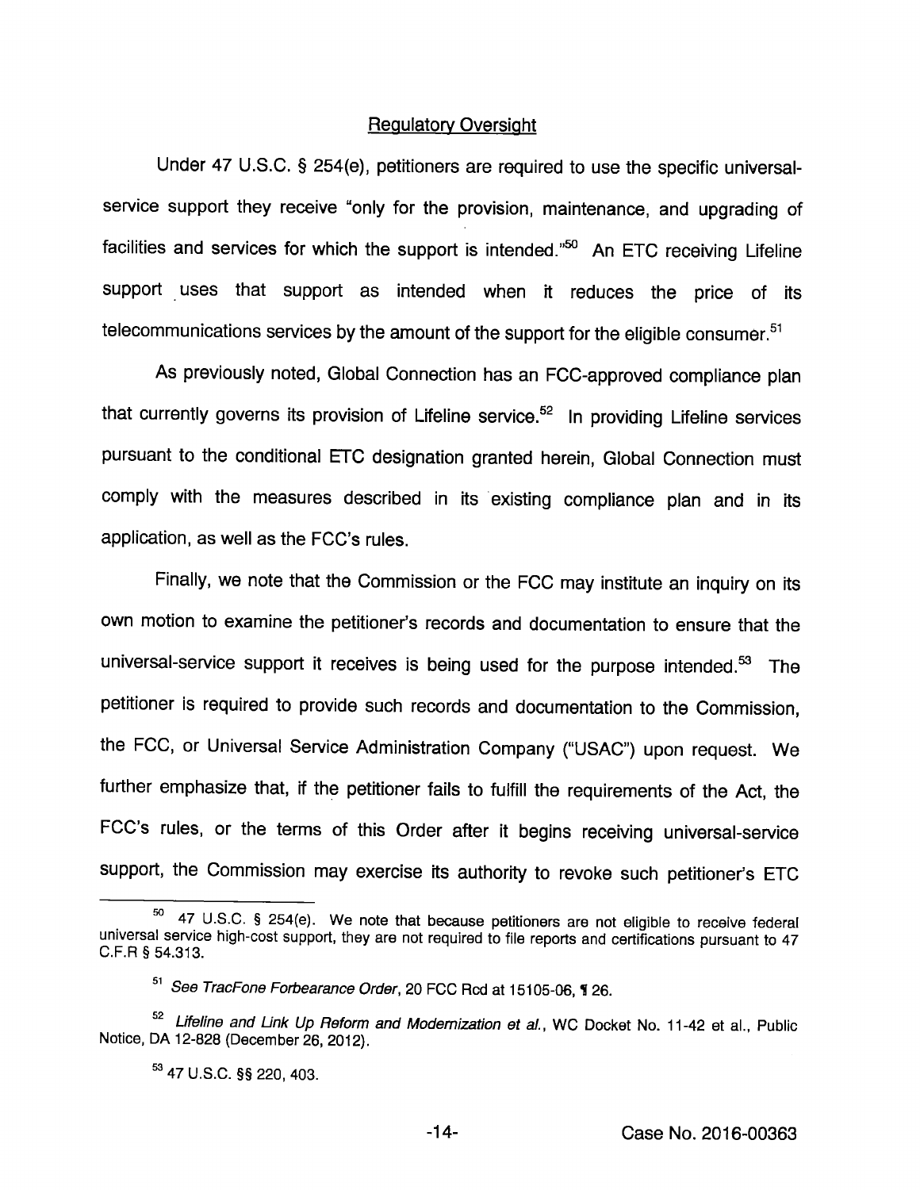Regulatory Oversight

Under 47 U.S.C. § 254(e), petitioners are required to use the specific universal-service support they receive "only for the provision, maintenance, and upgrading of facilities and services for which the support is intended."[50] An ETC receiving Lifeline support uses that support as intended when it reduces the price of its telecommunications services by the amount of the support for the eligible consumer.[51]

As previously noted, Global Connection has an FCC-approved compliance plan that currently governs its provision of Lifeline service.[52] In providing Lifeline services pursuant to the conditional ETC designation granted herein, Global Connection must comply with the measures described in its existing compliance plan and in its application, as well as the FCC's rules.

Finally, we note that the Commission or the FCC may institute an inquiry on its own motion to examine the petitioner's records and documentation to ensure that the universal-service support it receives is being used for the purpose intended.[53] The petitioner is required to provide such records and documentation to the Commission, the FCC, or Universal Service Administration Company ("USAC") upon request. We further emphasize that, if the petitioner fails to fulfill the requirements of the Act, the FCC's rules, or the terms of this Order after it begins receiving universal-service support, the Commission may exercise its authority to revoke such petitioner's ETC

---

[50] 47 U.S.C. § 254(e). We note that because petitioners are not eligible to receive federal universal service high-cost support, they are not required to file reports and certifications pursuant to 47 C.F.R § 54.313.

[51] *See TracFone Forbearance Order*, 20 FCC Rcd at 15105-06, ¶ 26.

[52] *Lifeline and Link Up Reform and Modernization et al.*, WC Docket No. 11-42 et al., Public Notice, DA 12-828 (December 26, 2012).

[53] 47 U.S.C. §§ 220, 403.

Case No. 2016-00363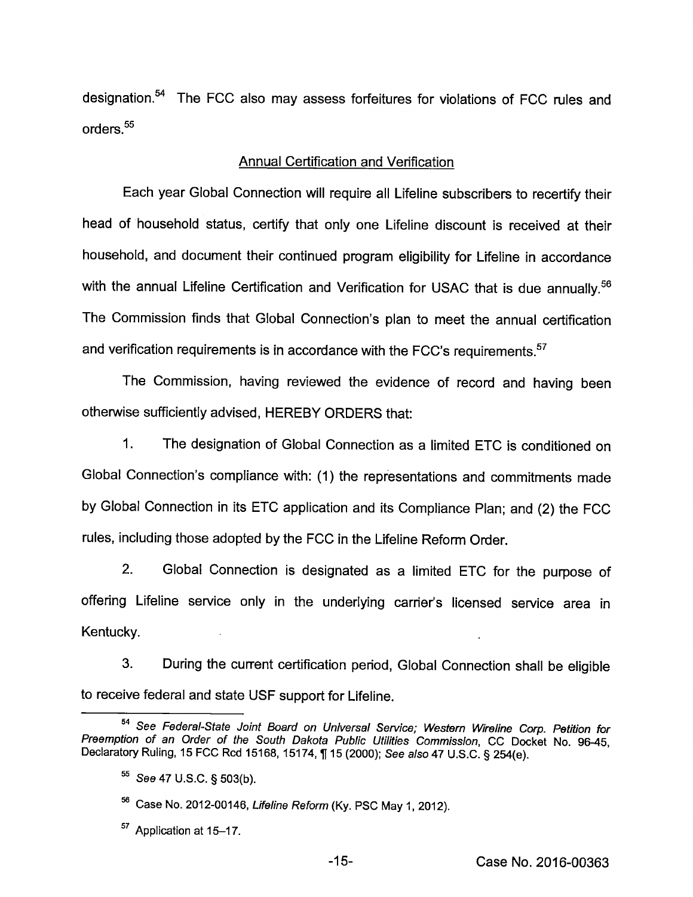designation.[54] The FCC also may assess forfeitures for violations of FCC rules and orders.[55]

## Annual Certification and Verification

Each year Global Connection will require all Lifeline subscribers to recertify their head of household status, certify that only one Lifeline discount is received at their household, and document their continued program eligibility for Lifeline in accordance with the annual Lifeline Certification and Verification for USAC that is due annually.[56] The Commission finds that Global Connection's plan to meet the annual certification and verification requirements is in accordance with the FCC's requirements.[57]

The Commission, having reviewed the evidence of record and having been otherwise sufficiently advised, HEREBY ORDERS that:

1. The designation of Global Connection as a limited ETC is conditioned on Global Connection's compliance with: (1) the representations and commitments made by Global Connection in its ETC application and its Compliance Plan; and (2) the FCC rules, including those adopted by the FCC in the Lifeline Reform Order.

2. Global Connection is designated as a limited ETC for the purpose of offering Lifeline service only in the underlying carrier's licensed service area in Kentucky.

3. During the current certification period, Global Connection shall be eligible to receive federal and state USF support for Lifeline.

---

[54] *See Federal-State Joint Board on Universal Service; Western Wireline Corp. Petition for Preemption of an Order of the South Dakota Public Utilities Commission*, CC Docket No. 96-45, Declaratory Ruling, 15 FCC Rcd 15168, 15174, ¶ 15 (2000); *See also* 47 U.S.C. § 254(e).

[55] *See* 47 U.S.C. § 503(b).

[56] Case No. 2012-00146, *Lifeline Reform* (Ky. PSC May 1, 2012).

[57] Application at 15–17.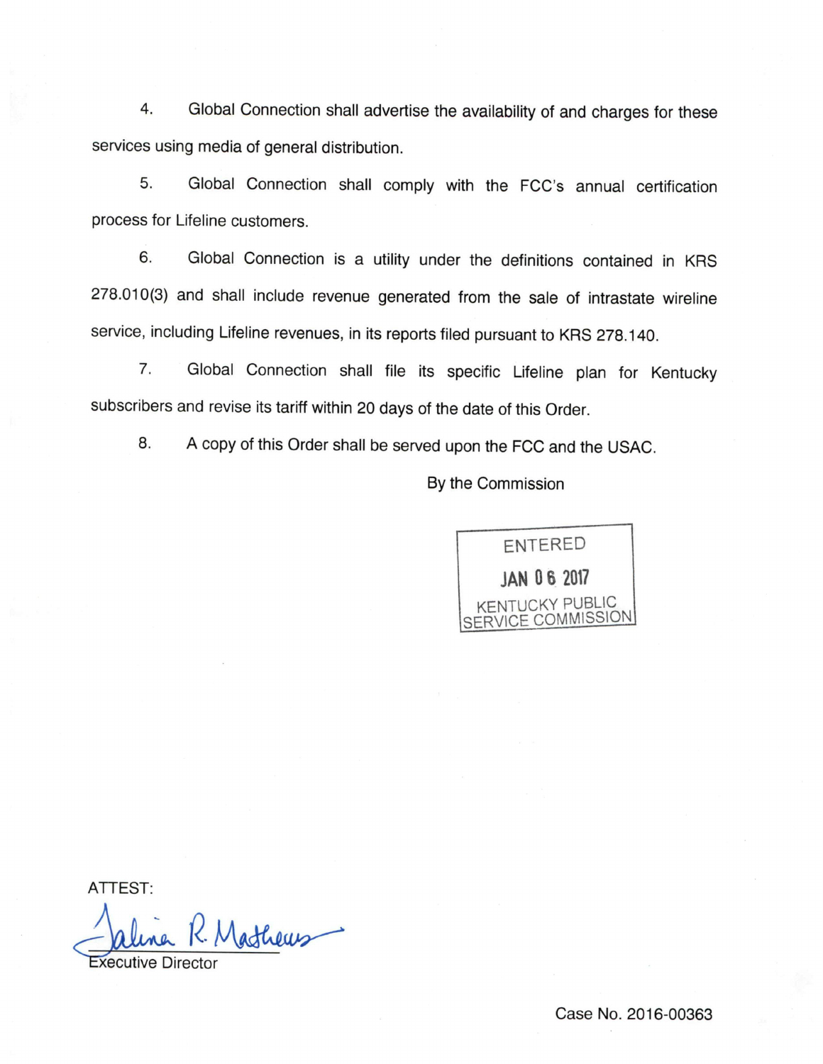4. Global Connection shall advertise the availability of and charges for these services using media of general distribution.

5. Global Connection shall comply with the FCC's annual certification process for Lifeline customers.

6. Global Connection is a utility under the definitions contained in KRS 278.010(3) and shall include revenue generated from the sale of intrastate wireline service, including Lifeline revenues, in its reports filed pursuant to KRS 278.140.

7. Global Connection shall file its specific Lifeline plan for Kentucky subscribers and revise its tariff within 20 days of the date of this Order.

8. A copy of this Order shall be served upon the FCC and the USAC.

By the Commission

ENTERED
JAN 06 2017
KENTUCKY PUBLIC SERVICE COMMISSION

ATTEST:

Executive Director

Case No. 2016-00363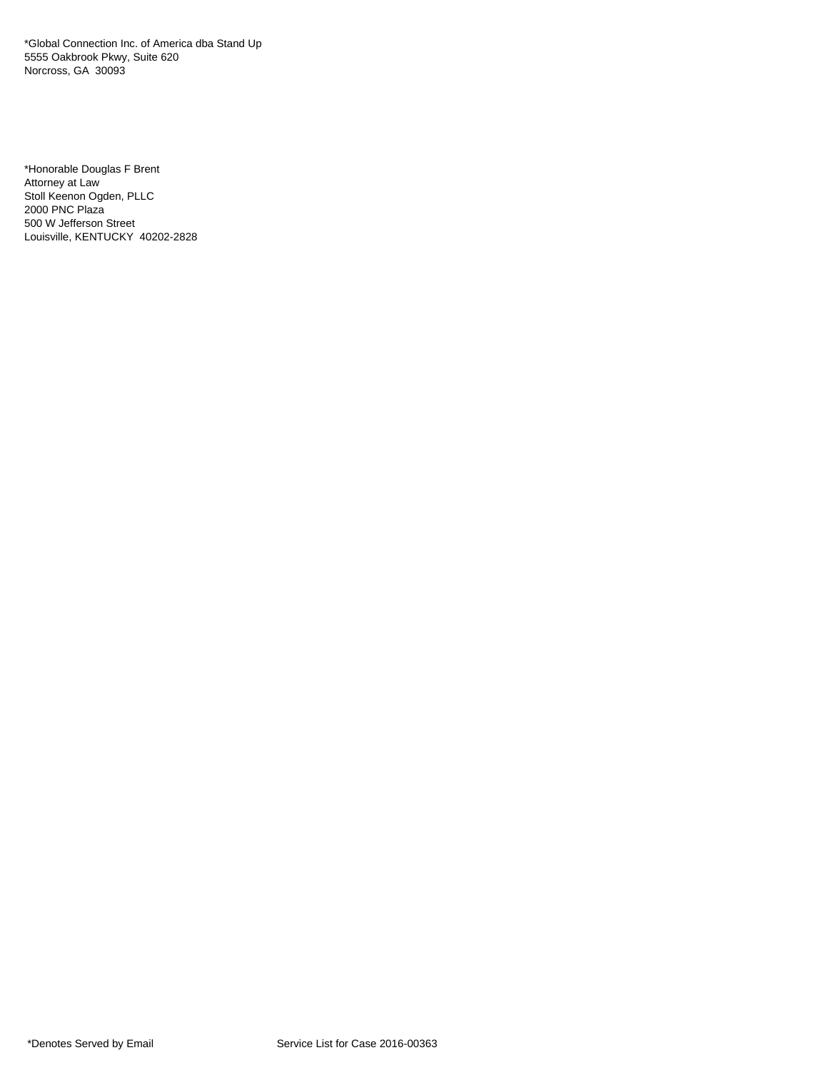*Global Connection Inc. of America dba Stand Up
5555 Oakbrook Pkwy, Suite 620
Norcross, GA  30093

*Honorable Douglas F Brent
Attorney at Law
Stoll Keenon Ogden, PLLC
2000 PNC Plaza
500 W Jefferson Street
Louisville, KENTUCKY  40202-2828

*Denotes Served by Email

Service List for Case 2016-00363